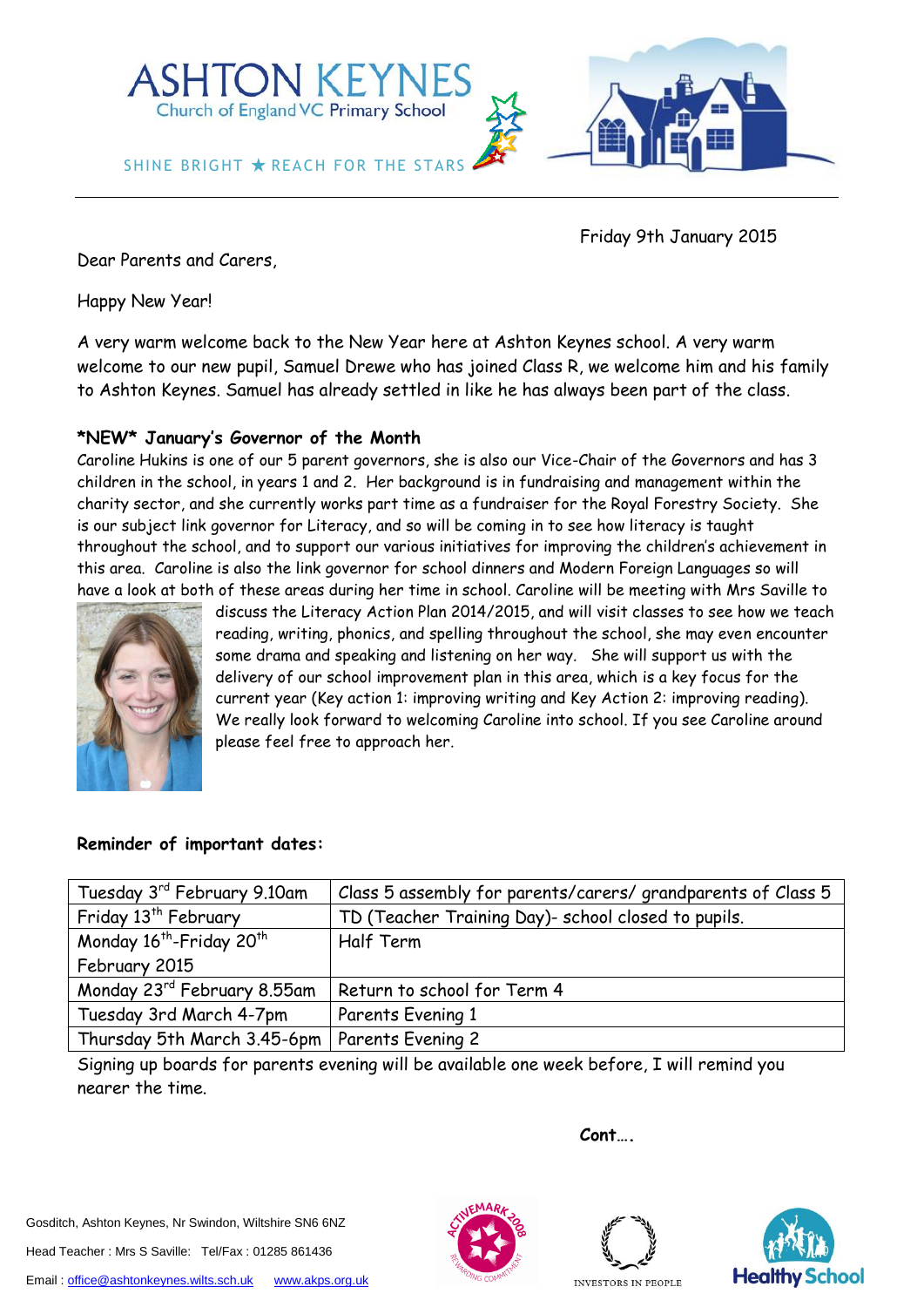# ASHTON KEYNES

Church of England VC Primary School

SHINE BRIGHT ★ REACH FOR THE STARS

Friday 9th January 2015

Dear Parents and Carers,

Happy New Year!

A very warm welcome back to the New Year here at Ashton Keynes school. A very warm welcome to our new pupil, Samuel Drewe who has joined Class R, we welcome him and his family to Ashton Keynes. Samuel has already settled in like he has always been part of the class.

### \*NEW\* January's Governor of the Month

Caroline Hukins is one of our 5 parent governors, she is also our Vice-Chair of the Governors and has 3 children in the school, in years 1 and 2. Her background is in fundraising and management within the charity sector, and she currently works part time as a fundraiser for the Royal Forestry Society. She is our subject link governor for Literacy, and so will be coming in to see how literacy is taught throughout the school, and to support our various initiatives for improving the children's achievement in this area. Caroline is also the link governor for school dinners and Modern Foreign Languages so will have a look at both of these areas during her time in school. Caroline will be meeting with Mrs Saville to discuss the Literacy Action Plan 2014/2015, and will visit classes to see how we teach reading, writing, phonics, and spelling throughout the school, she may even encounter some drama and speaking and listening on her way. She will support us with the delivery of our school improvement plan in this area, which is a key focus for the current year (Key action 1: improving writing and Key Action 2: improving reading). We really look forward to welcoming Caroline into school. If you see Caroline around please feel free to approach her.

### Reminder of important dates:

| Date | Event |
|---|---|
| Tuesday 3rd February 9.10am | Class 5 assembly for parents/carers/ grandparents of Class 5 |
| Friday 13th February | TD (Teacher Training Day)- school closed to pupils. |
| Monday 16th-Friday 20th February 2015 | Half Term |
| Monday 23rd February 8.55am | Return to school for Term 4 |
| Tuesday 3rd March 4-7pm | Parents Evening 1 |
| Thursday 5th March 3.45-6pm | Parents Evening 2 |

Signing up boards for parents evening will be available one week before, I will remind you nearer the time.

**Cont….**

Gosditch, Ashton Keynes, Nr Swindon, Wiltshire SN6 6NZ

Head Teacher : Mrs S Saville: Tel/Fax : 01285 861436

Email : office@ashtonkeynes.wilts.sch.uk www.akps.org.uk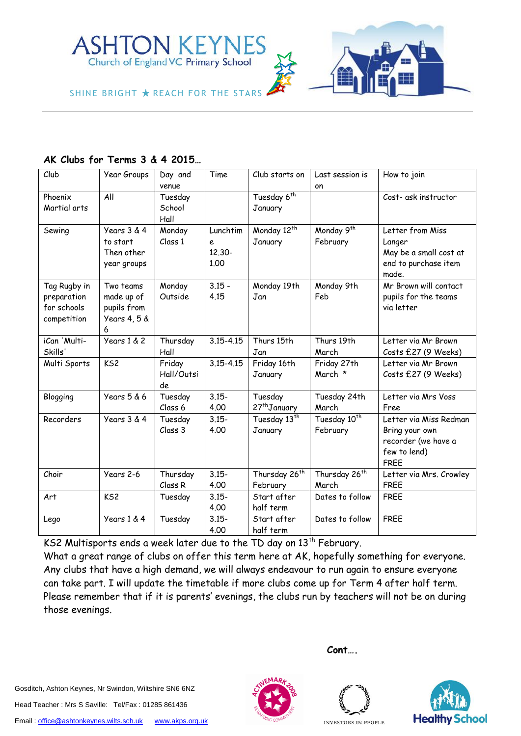# ASHTON KEYNES
Church of England VC Primary School

SHINE BRIGHT ★ REACH FOR THE STARS

## AK Clubs for Terms 3 & 4 2015…

| Club | Year Groups | Day and venue | Time | Club starts on | Last session is on | How to join |
|---|---|---|---|---|---|---|
| Phoenix Martial arts | All | Tuesday School Hall | | Tuesday 6th January | | Cost- ask instructor |
| Sewing | Years 3 & 4 to start Then other year groups | Monday Class 1 | Lunchtime 12.30-1.00 | Monday 12th January | Monday 9th February | Letter from Miss Langer May be a small cost at end to purchase item made. |
| Tag Rugby in preparation for schools competition | Two teams made up of pupils from Years 4, 5 & 6 | Monday Outside | 3.15 - 4.15 | Monday 19th Jan | Monday 9th Feb | Mr Brown will contact pupils for the teams via letter |
| iCan 'Multi-Skills' | Years 1 & 2 | Thursday Hall | 3.15-4.15 | Thurs 15th Jan | Thurs 19th March | Letter via Mr Brown Costs £27 (9 Weeks) |
| Multi Sports | KS2 | Friday Hall/Outside | 3.15-4.15 | Friday 16th January | Friday 27th March * | Letter via Mr Brown Costs £27 (9 Weeks) |
| Blogging | Years 5 & 6 | Tuesday Class 6 | 3.15-4.00 | Tuesday 27th January | Tuesday 24th March | Letter via Mrs Voss Free |
| Recorders | Years 3 & 4 | Tuesday Class 3 | 3.15-4.00 | Tuesday 13th January | Tuesday 10th February | Letter via Miss Redman Bring your own recorder (we have a few to lend) FREE |
| Choir | Years 2-6 | Thursday Class R | 3.15-4.00 | Thursday 26th February | Thursday 26th March | Letter via Mrs. Crowley FREE |
| Art | KS2 | Tuesday | 3.15-4.00 | Start after half term | Dates to follow | FREE |
| Lego | Years 1 & 4 | Tuesday | 3.15-4.00 | Start after half term | Dates to follow | FREE |

KS2 Multisports ends a week later due to the TD day on 13th February.

What a great range of clubs on offer this term here at AK, hopefully something for everyone. Any clubs that have a high demand, we will always endeavour to run again to ensure everyone can take part. I will update the timetable if more clubs come up for Term 4 after half term. Please remember that if it is parents' evenings, the clubs run by teachers will not be on during those evenings.

**Cont….**

Gosditch, Ashton Keynes, Nr Swindon, Wiltshire SN6 6NZ

Head Teacher : Mrs S Saville: Tel/Fax : 01285 861436

Email : office@ashtonkeynes.wilts.sch.uk www.akps.org.uk

ACTIVEMARK 2008 REWARDING COMMITMENT

INVESTORS IN PEOPLE

Healthy School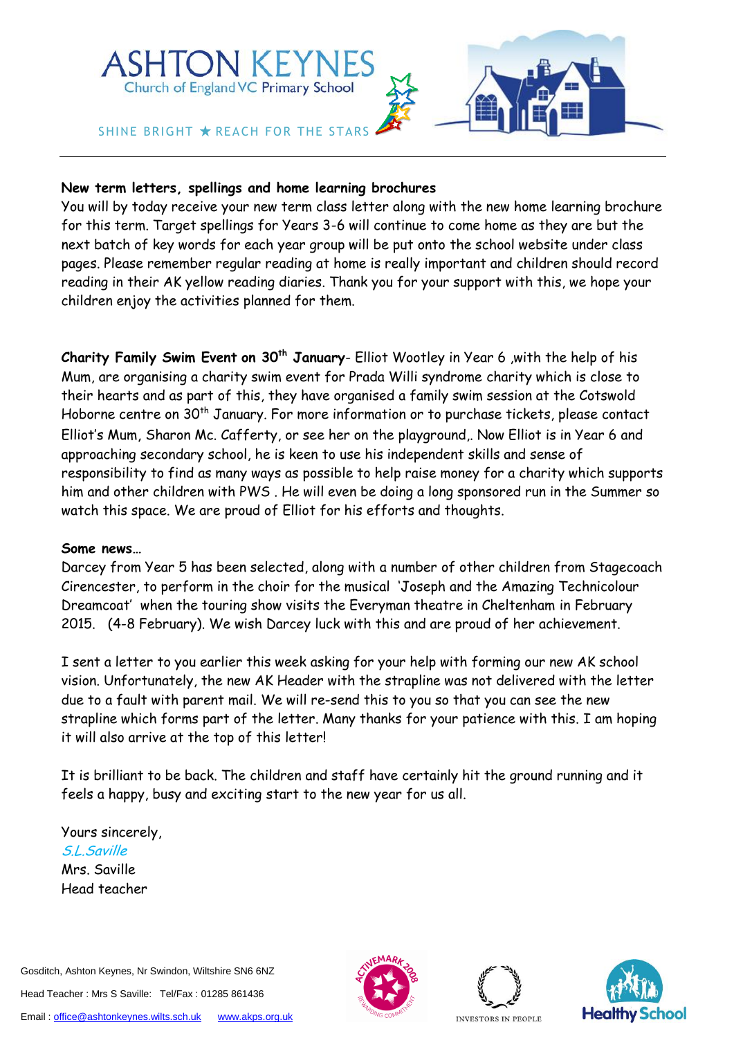ASHTON KEYNES
Church of England VC Primary School

SHINE BRIGHT ★ REACH FOR THE STARS

---

**New term letters, spellings and home learning brochures**

You will by today receive your new term class letter along with the new home learning brochure for this term. Target spellings for Years 3-6 will continue to come home as they are but the next batch of key words for each year group will be put onto the school website under class pages. Please remember regular reading at home is really important and children should record reading in their AK yellow reading diaries. Thank you for your support with this, we hope your children enjoy the activities planned for them.

**Charity Family Swim Event on 30th January**- Elliot Wootley in Year 6 ,with the help of his Mum, are organising a charity swim event for Prada Willi syndrome charity which is close to their hearts and as part of this, they have organised a family swim session at the Cotswold Hoborne centre on 30th January. For more information or to purchase tickets, please contact Elliot's Mum, Sharon Mc. Cafferty, or see her on the playground,. Now Elliot is in Year 6 and approaching secondary school, he is keen to use his independent skills and sense of responsibility to find as many ways as possible to help raise money for a charity which supports him and other children with PWS . He will even be doing a long sponsored run in the Summer so watch this space. We are proud of Elliot for his efforts and thoughts.

**Some news…**

Darcey from Year 5 has been selected, along with a number of other children from Stagecoach Cirencester, to perform in the choir for the musical 'Joseph and the Amazing Technicolour Dreamcoat' when the touring show visits the Everyman theatre in Cheltenham in February 2015. (4-8 February). We wish Darcey luck with this and are proud of her achievement.

I sent a letter to you earlier this week asking for your help with forming our new AK school vision. Unfortunately, the new AK Header with the strapline was not delivered with the letter due to a fault with parent mail. We will re-send this to you so that you can see the new strapline which forms part of the letter. Many thanks for your patience with this. I am hoping it will also arrive at the top of this letter!

It is brilliant to be back. The children and staff have certainly hit the ground running and it feels a happy, busy and exciting start to the new year for us all.

Yours sincerely,

*S.L.Saville*

Mrs. Saville

Head teacher

Gosditch, Ashton Keynes, Nr Swindon, Wiltshire SN6 6NZ

Head Teacher : Mrs S Saville: Tel/Fax : 01285 861436

Email : office@ashtonkeynes.wilts.sch.uk www.akps.org.uk

ACTIVEMARK 2008 — Rewarding Commitment | Investors in People | Healthy School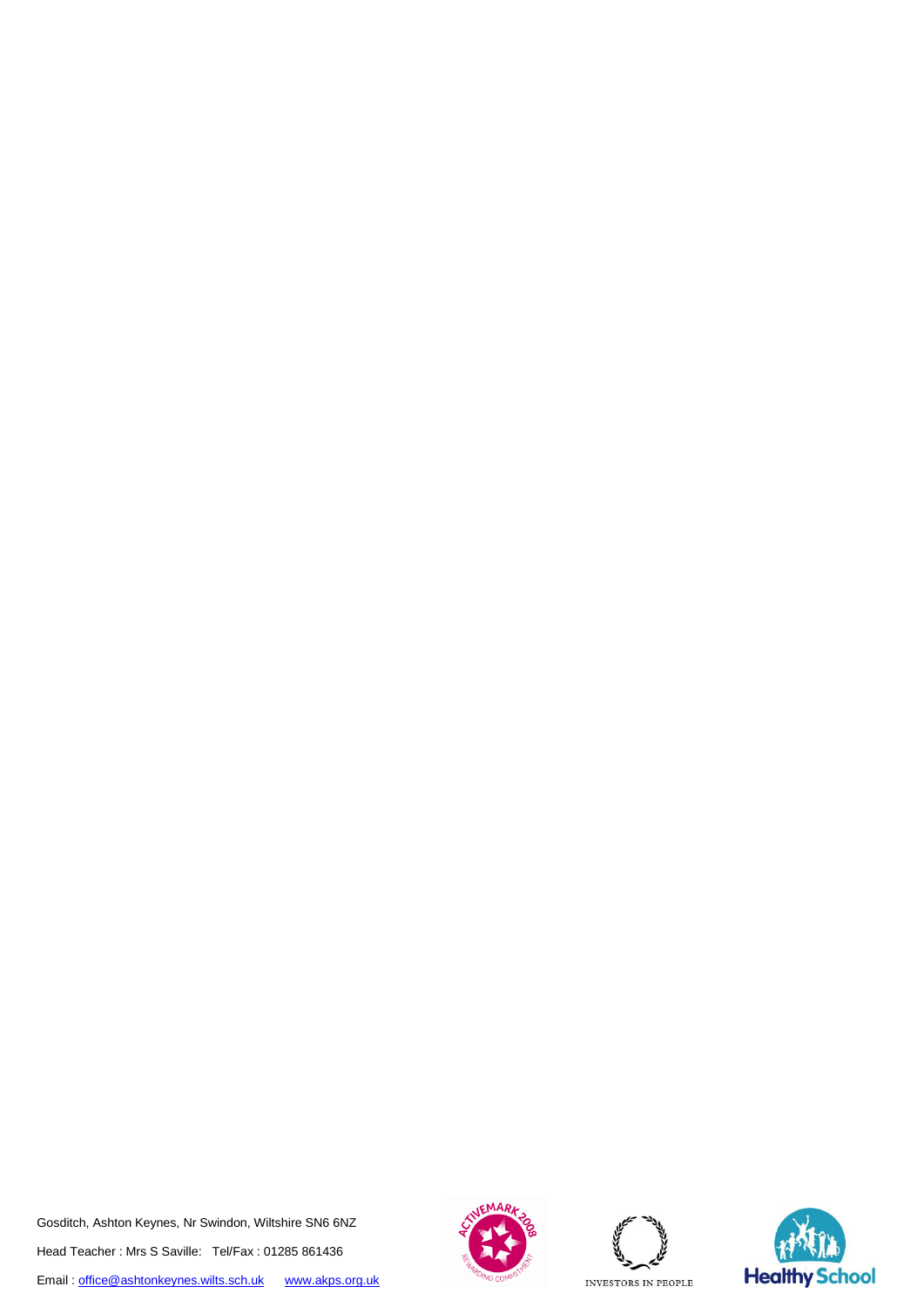Gosditch, Ashton Keynes, Nr Swindon, Wiltshire SN6 6NZ

Head Teacher : Mrs S Saville: Tel/Fax : 01285 861436

Email : office@ashtonkeynes.wilts.sch.uk www.akps.org.uk